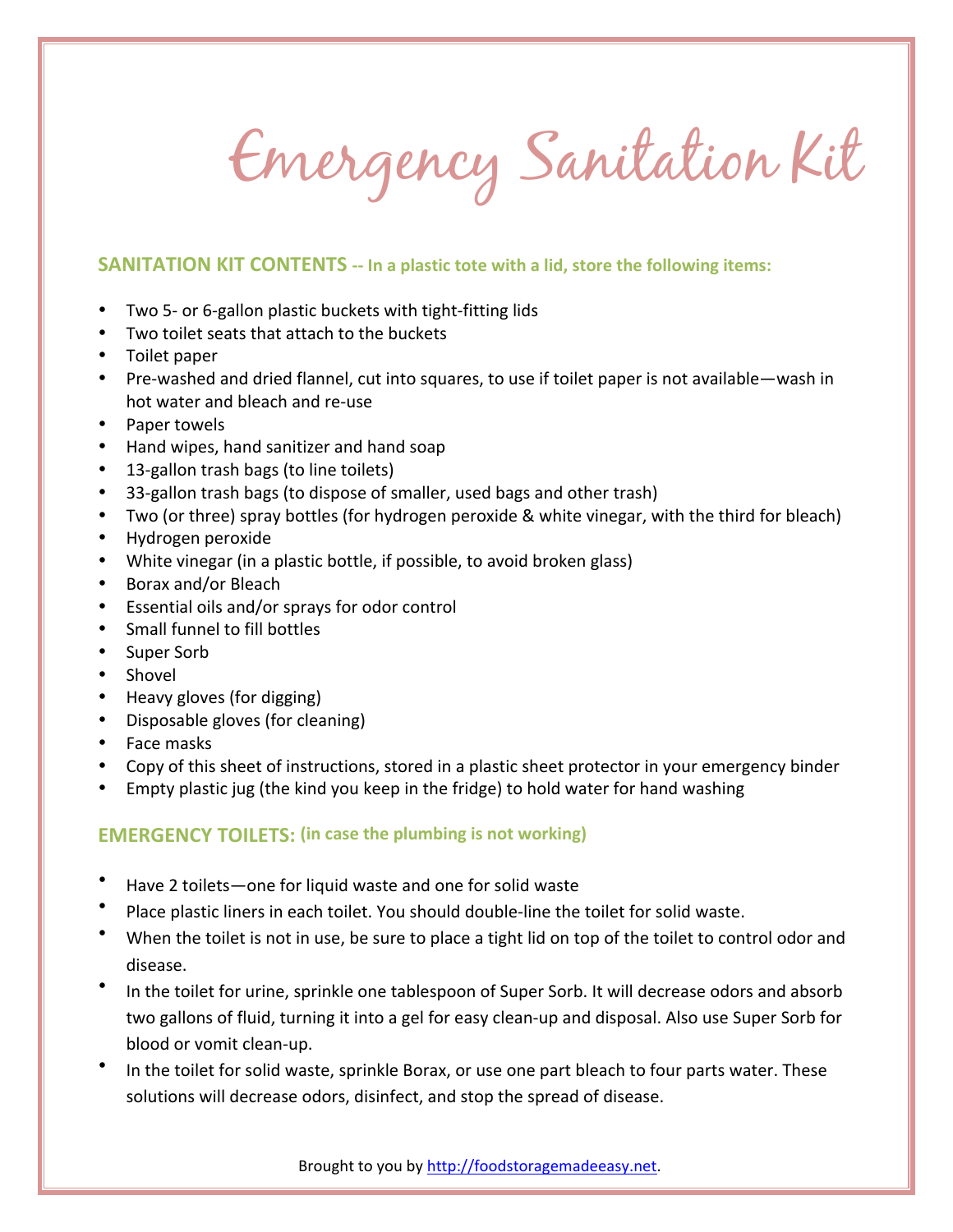# Emergency Sanitation Kit

**SANITATION KIT CONTENTS -- In a plastic tote with a lid, store the following items:**

- Two 5- or 6-gallon plastic buckets with tight-fitting lids
- Two toilet seats that attach to the buckets
- Toilet paper
- Pre-washed and dried flannel, cut into squares, to use if toilet paper is not available—wash in hot water and bleach and re-use
- Paper towels
- Hand wipes, hand sanitizer and hand soap
- 13-gallon trash bags (to line toilets)
- 33-gallon trash bags (to dispose of smaller, used bags and other trash)
- Two (or three) spray bottles (for hydrogen peroxide & white vinegar, with the third for bleach)
- Hydrogen peroxide
- White vinegar (in a plastic bottle, if possible, to avoid broken glass)
- Borax and/or Bleach
- Essential oils and/or sprays for odor control
- Small funnel to fill bottles
- Super Sorb
- Shovel
- Heavy gloves (for digging)
- Disposable gloves (for cleaning)
- Face masks
- Copy of this sheet of instructions, stored in a plastic sheet protector in your emergency binder
- Empty plastic jug (the kind you keep in the fridge) to hold water for hand washing

**EMERGENCY TOILETS: (in case the plumbing is not working)**

- Have 2 toilets—one for liquid waste and one for solid waste
- Place plastic liners in each toilet. You should double-line the toilet for solid waste.
- When the toilet is not in use, be sure to place a tight lid on top of the toilet to control odor and disease.
- In the toilet for urine, sprinkle one tablespoon of Super Sorb. It will decrease odors and absorb two gallons of fluid, turning it into a gel for easy clean-up and disposal. Also use Super Sorb for blood or vomit clean-up.
- In the toilet for solid waste, sprinkle Borax, or use one part bleach to four parts water. These solutions will decrease odors, disinfect, and stop the spread of disease.

Brought to you by http://foodstoragemadeeasy.net.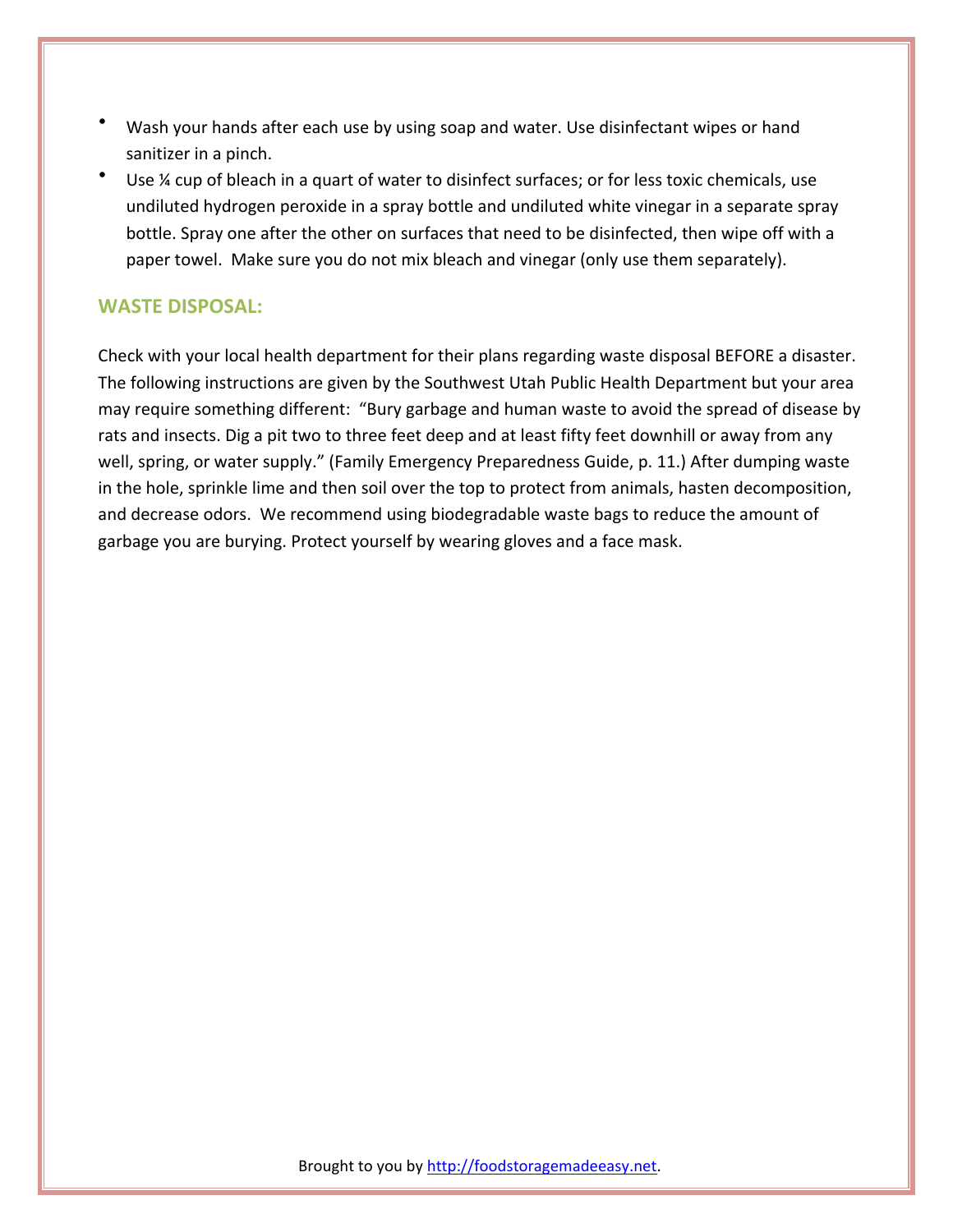- Wash your hands after each use by using soap and water. Use disinfectant wipes or hand sanitizer in a pinch.
- Use ¼ cup of bleach in a quart of water to disinfect surfaces; or for less toxic chemicals, use undiluted hydrogen peroxide in a spray bottle and undiluted white vinegar in a separate spray bottle. Spray one after the other on surfaces that need to be disinfected, then wipe off with a paper towel. Make sure you do not mix bleach and vinegar (only use them separately).

## WASTE DISPOSAL:

Check with your local health department for their plans regarding waste disposal BEFORE a disaster. The following instructions are given by the Southwest Utah Public Health Department but your area may require something different: "Bury garbage and human waste to avoid the spread of disease by rats and insects. Dig a pit two to three feet deep and at least fifty feet downhill or away from any well, spring, or water supply." (Family Emergency Preparedness Guide, p. 11.) After dumping waste in the hole, sprinkle lime and then soil over the top to protect from animals, hasten decomposition, and decrease odors. We recommend using biodegradable waste bags to reduce the amount of garbage you are burying. Protect yourself by wearing gloves and a face mask.

Brought to you by http://foodstoragemadeeasy.net.